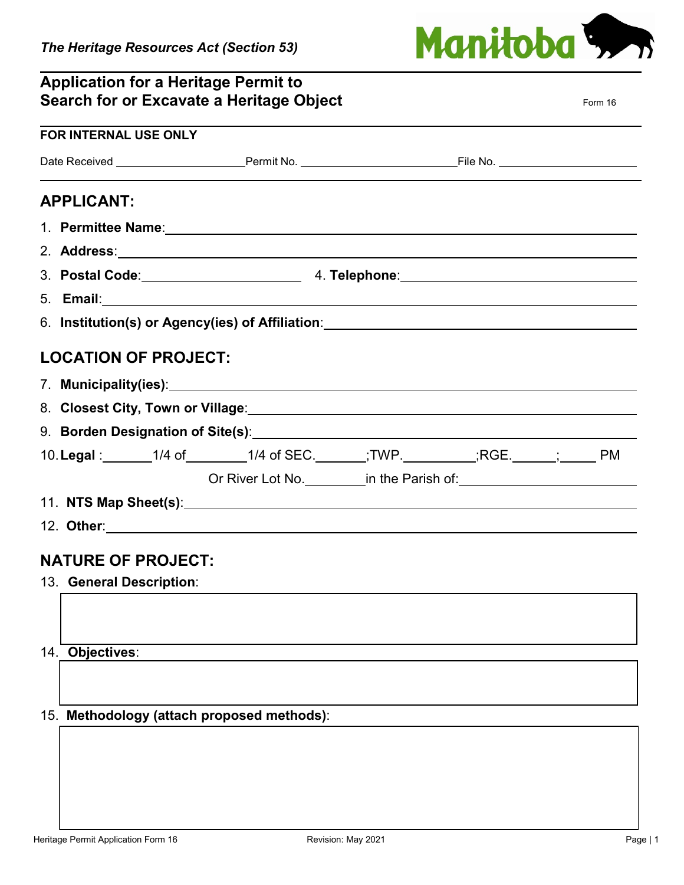*The Heritage Resources Act (Section 53)*

Manitoba

## Application for a Heritage Permit to Search for or Excavate a Heritage Object

Form 16

**FOR INTERNAL USE ONLY**

Date Received ____________ Permit No. ____________ File No. ____________

## APPLICANT:

1. **Permittee Name**: ____________
2. **Address**: ____________
3. **Postal Code**: ____________ 4. **Telephone**: ____________
5. **Email**: ____________
6. **Institution(s) or Agency(ies) of Affiliation**: ____________

## LOCATION OF PROJECT:

7. **Municipality(ies)**: ____________
8. **Closest City, Town or Village**: ____________
9. **Borden Designation of Site(s)**: ____________
10. **Legal** : ______ 1/4 of ______ 1/4 of SEC. ______ ;TWP. ______ ;RGE. ______ ; ______ PM

    Or River Lot No. ______ in the Parish of: ____________
11. **NTS Map Sheet(s)**: ____________
12. **Other**: ____________

## NATURE OF PROJECT:

13. **General Description**:

14. **Objectives**:

15. **Methodology (attach proposed methods)**: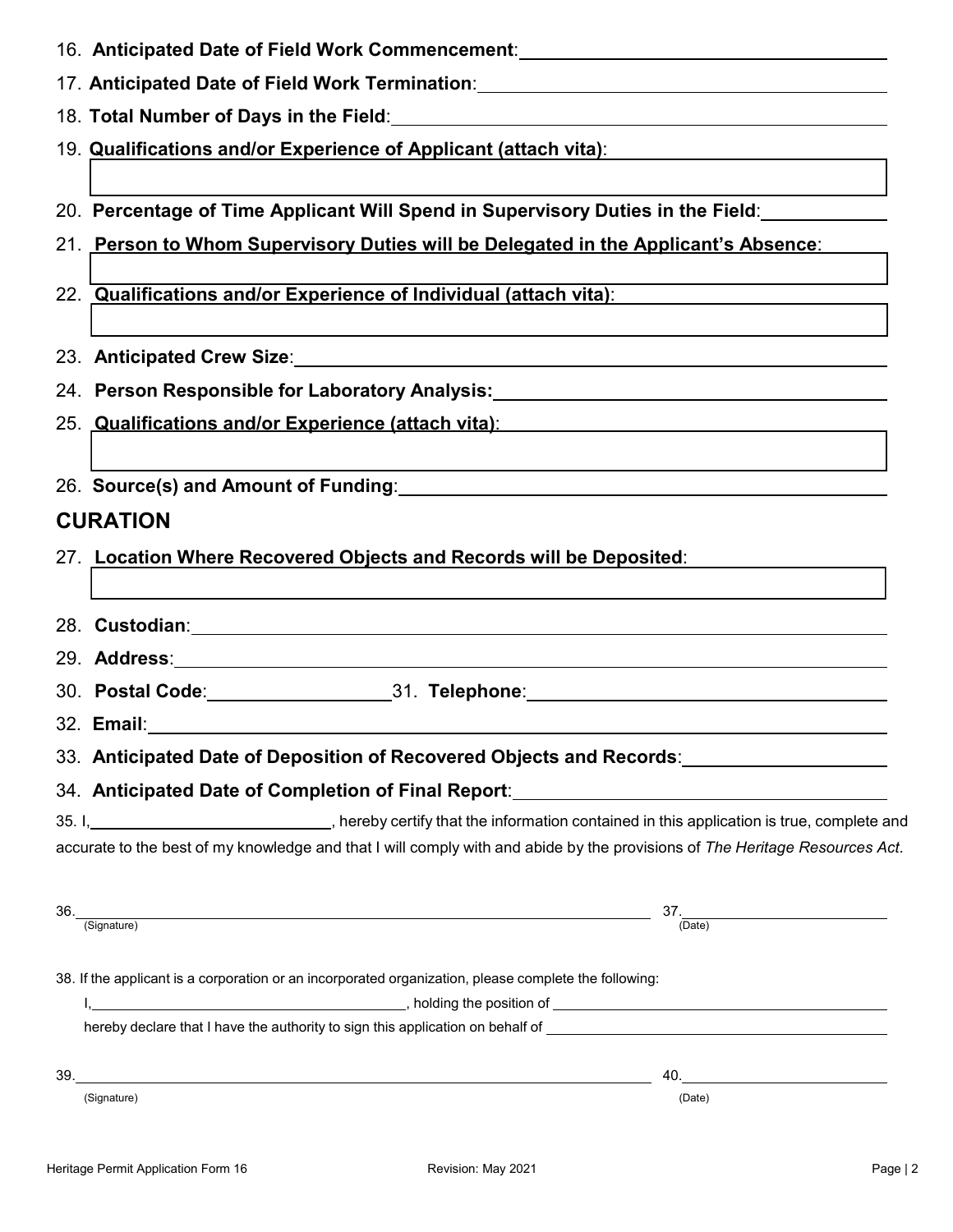16. **Anticipated Date of Field Work Commencement**: \_\_\_\_\_\_\_\_\_\_\_\_\_\_\_\_\_\_\_\_

17. **Anticipated Date of Field Work Termination**: \_\_\_\_\_\_\_\_\_\_\_\_\_\_\_\_\_\_\_\_

18. **Total Number of Days in the Field**: \_\_\_\_\_\_\_\_\_\_\_\_\_\_\_\_\_\_\_\_

19. **Qualifications and/or Experience of Applicant (attach vita)**:

20. **Percentage of Time Applicant Will Spend in Supervisory Duties in the Field**: \_\_\_\_\_\_\_\_\_\_

21. **Person to Whom Supervisory Duties will be Delegated in the Applicant's Absence**:

22. **Qualifications and/or Experience of Individual (attach vita)**:

23. **Anticipated Crew Size**: \_\_\_\_\_\_\_\_\_\_\_\_\_\_\_\_\_\_\_\_

24. **Person Responsible for Laboratory Analysis:** \_\_\_\_\_\_\_\_\_\_\_\_\_\_\_\_\_\_\_\_

25. **Qualifications and/or Experience (attach vita)**:

26. **Source(s) and Amount of Funding**: \_\_\_\_\_\_\_\_\_\_\_\_\_\_\_\_\_\_\_\_

## CURATION

27. **Location Where Recovered Objects and Records will be Deposited**:

28. **Custodian**: \_\_\_\_\_\_\_\_\_\_\_\_\_\_\_\_\_\_\_\_

29. **Address**: \_\_\_\_\_\_\_\_\_\_\_\_\_\_\_\_\_\_\_\_

30. **Postal Code**: \_\_\_\_\_\_\_\_\_\_ 31. **Telephone**: \_\_\_\_\_\_\_\_\_\_\_\_\_\_\_\_\_\_\_\_

32. **Email**: \_\_\_\_\_\_\_\_\_\_\_\_\_\_\_\_\_\_\_\_

33. **Anticipated Date of Deposition of Recovered Objects and Records**: \_\_\_\_\_\_\_\_\_\_

34. **Anticipated Date of Completion of Final Report**: \_\_\_\_\_\_\_\_\_\_\_\_\_\_\_\_\_\_\_\_

35. I, \_\_\_\_\_\_\_\_\_\_\_\_\_\_\_\_\_\_\_\_, hereby certify that the information contained in this application is true, complete and accurate to the best of my knowledge and that I will comply with and abide by the provisions of *The Heritage Resources Act*.

36. \_\_\_\_\_\_\_\_\_\_\_\_\_\_\_\_\_\_\_\_\_\_\_\_\_\_\_\_\_\_\_\_\_\_\_\_\_\_\_\_ 37. \_\_\_\_\_\_\_\_\_\_\_\_\_\_\_\_\_\_\_\_
(Signature) (Date)

38. If the applicant is a corporation or an incorporated organization, please complete the following:

I, \_\_\_\_\_\_\_\_\_\_\_\_\_\_\_\_\_\_\_\_, holding the position of \_\_\_\_\_\_\_\_\_\_\_\_\_\_\_\_\_\_\_\_
hereby declare that I have the authority to sign this application on behalf of \_\_\_\_\_\_\_\_\_\_\_\_\_\_\_\_\_\_\_\_

39. \_\_\_\_\_\_\_\_\_\_\_\_\_\_\_\_\_\_\_\_\_\_\_\_\_\_\_\_\_\_\_\_\_\_\_\_\_\_\_\_ 40. \_\_\_\_\_\_\_\_\_\_\_\_\_\_\_\_\_\_\_\_
(Signature) (Date)